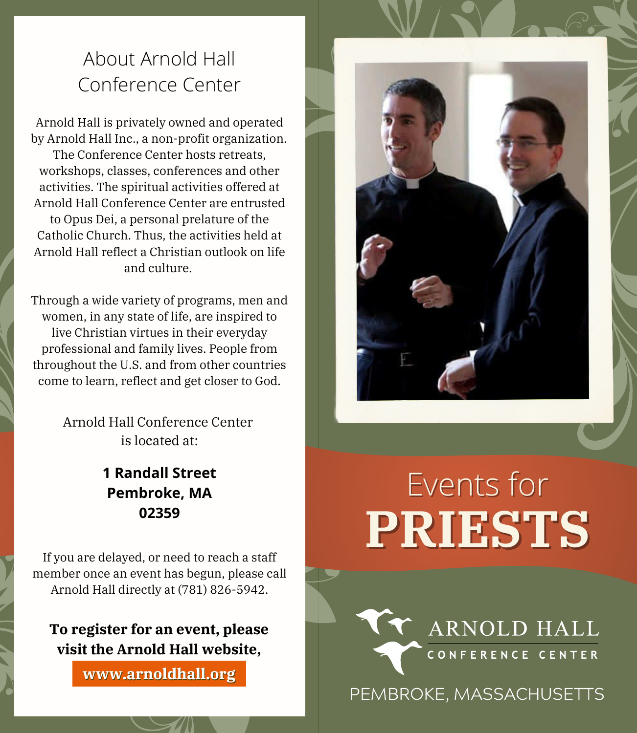## About Arnold Hall Conference Center

Arnold Hall is privately owned and operated by Arnold Hall Inc., a non-profit organization. The Conference Center hosts retreats, workshops, classes, conferences and other activities. The spiritual activities offered at Arnold Hall Conference Center are entrusted to Opus Dei, a personal prelature of the Catholic Church. Thus, the activities held at Arnold Hall reflect a Christian outlook on life and culture.

Through a wide variety of programs, men and women, in any state of life, are inspired to live Christian virtues in their everyday professional and family lives. People from throughout the U.S. and from other countries come to learn, reflect and get closer to God.

Arnold Hall Conference Center is located at:

**1 Randall Street**
**Pembroke, MA**
**02359**

If you are delayed, or need to reach a staff member once an event has begun, please call Arnold Hall directly at (781) 826-5942.

**To register for an event, please visit the Arnold Hall website,**

**www.arnoldhall.org**

# Events for **PRIESTS**

ARNOLD HALL
CONFERENCE CENTER

PEMBROKE, MASSACHUSETTS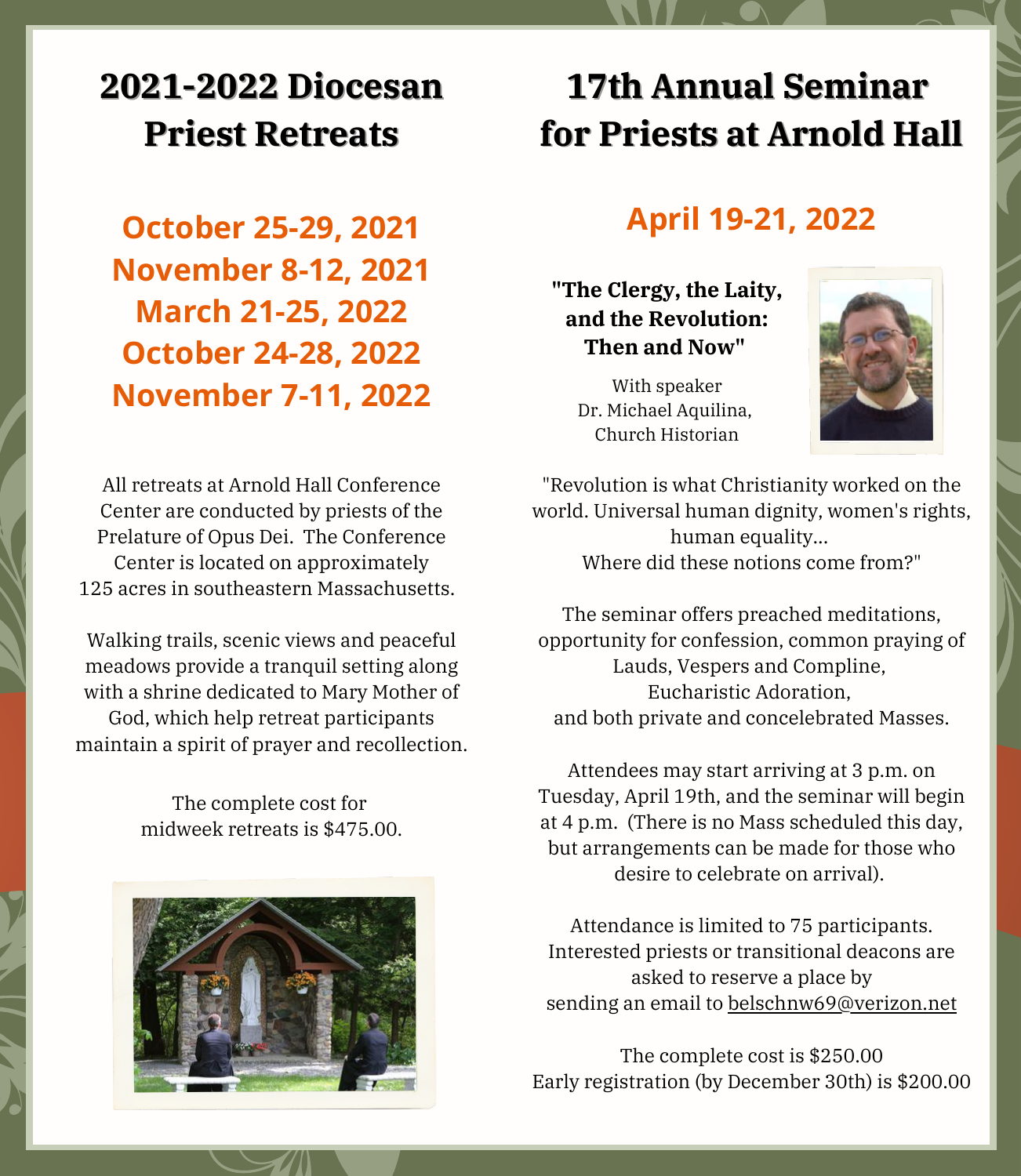## 2021-2022 Diocesan Priest Retreats

**October 25-29, 2021**
**November 8-12, 2021**
**March 21-25, 2022**
**October 24-28, 2022**
**November 7-11, 2022**

All retreats at Arnold Hall Conference Center are conducted by priests of the Prelature of Opus Dei. The Conference Center is located on approximately 125 acres in southeastern Massachusetts.

Walking trails, scenic views and peaceful meadows provide a tranquil setting along with a shrine dedicated to Mary Mother of God, which help retreat participants maintain a spirit of prayer and recollection.

The complete cost for midweek retreats is $475.00.

## 17th Annual Seminar for Priests at Arnold Hall

**April 19-21, 2022**

**"The Clergy, the Laity, and the Revolution: Then and Now"**

With speaker
Dr. Michael Aquilina,
Church Historian

"Revolution is what Christianity worked on the world. Universal human dignity, women's rights, human equality...
Where did these notions come from?"

The seminar offers preached meditations, opportunity for confession, common praying of Lauds, Vespers and Compline, Eucharistic Adoration, and both private and concelebrated Masses.

Attendees may start arriving at 3 p.m. on Tuesday, April 19th, and the seminar will begin at 4 p.m. (There is no Mass scheduled this day, but arrangements can be made for those who desire to celebrate on arrival).

Attendance is limited to 75 participants. Interested priests or transitional deacons are asked to reserve a place by sending an email to belschnw69@verizon.net

The complete cost is $250.00
Early registration (by December 30th) is $200.00